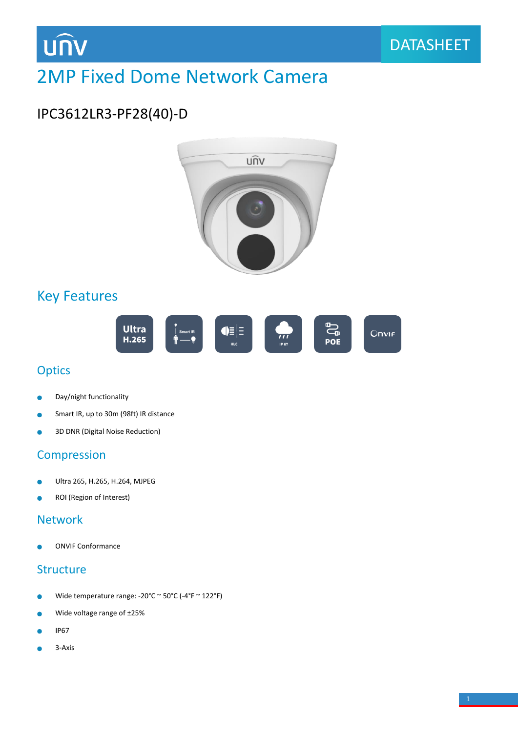unv

DATASHEET

# 2MP Fixed Dome Network Camera

## IPC3612LR3-PF28(40)-D

## Key Features

Ultra H.265 | Smart IR | HLC | IP 67 | POE | ONVIF

### Optics

- Day/night functionality
- Smart IR, up to 30m (98ft) IR distance
- 3D DNR (Digital Noise Reduction)

### Compression

- Ultra 265, H.265, H.264, MJPEG
- ROI (Region of Interest)

### Network

- ONVIF Conformance

### Structure

- Wide temperature range: -20°C ~ 50°C (-4°F ~ 122°F)
- Wide voltage range of ±25%
- IP67
- 3-Axis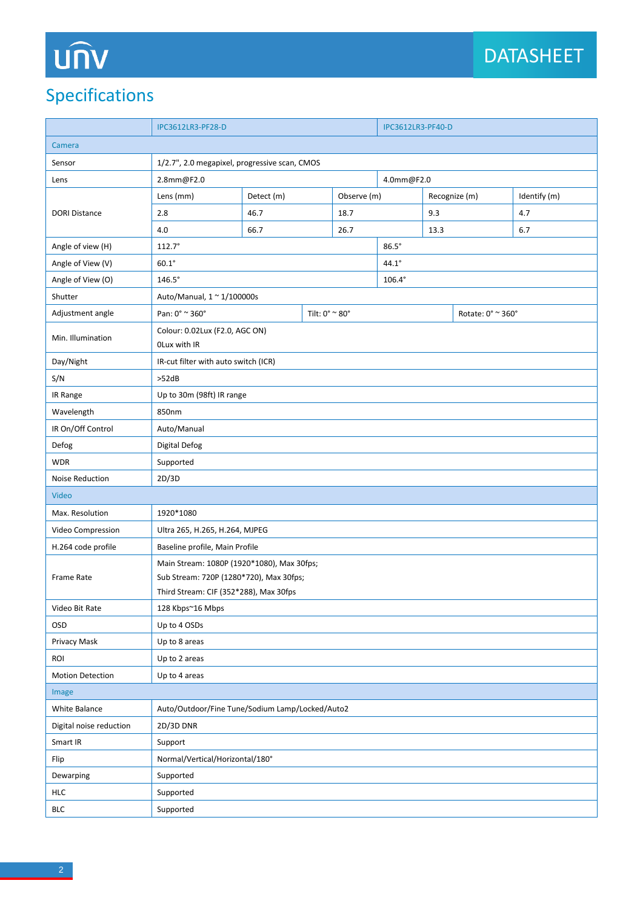## Specifications

| | IPC3612LR3-PF28-D | | | | | IPC3612LR3-PF40-D | | |
|---|---|---|---|---|---|---|---|---|
| **Camera** | | | | | | | | |
| Sensor | 1/2.7", 2.0 megapixel, progressive scan, CMOS | | | | | | | |
| Lens | 2.8mm@F2.0 | | | | | 4.0mm@F2.0 | | |
| DORI Distance | Lens (mm) | Detect (m) | Observe (m) | | Recognize (m) | | Identify (m) | |
| | 2.8 | 46.7 | 18.7 | | 9.3 | | 4.7 | |
| | 4.0 | 66.7 | 26.7 | | 13.3 | | 6.7 | |
| Angle of view (H) | 112.7° | | | | | 86.5° | | |
| Angle of View (V) | 60.1° | | | | | 44.1° | | |
| Angle of View (O) | 146.5° | | | | | 106.4° | | |
| Shutter | Auto/Manual, 1 ~ 1/100000s | | | | | | | |
| Adjustment angle | Pan: 0° ~ 360° | | Tilt: 0° ~ 80° | | | | Rotate: 0° ~ 360° | |
| Min. Illumination | Colour: 0.02Lux (F2.0, AGC ON)<br>0Lux with IR | | | | | | | |
| Day/Night | IR-cut filter with auto switch (ICR) | | | | | | | |
| S/N | >52dB | | | | | | | |
| IR Range | Up to 30m (98ft) IR range | | | | | | | |
| Wavelength | 850nm | | | | | | | |
| IR On/Off Control | Auto/Manual | | | | | | | |
| Defog | Digital Defog | | | | | | | |
| WDR | Supported | | | | | | | |
| Noise Reduction | 2D/3D | | | | | | | |
| **Video** | | | | | | | | |
| Max. Resolution | 1920*1080 | | | | | | | |
| Video Compression | Ultra 265, H.265, H.264, MJPEG | | | | | | | |
| H.264 code profile | Baseline profile, Main Profile | | | | | | | |
| Frame Rate | Main Stream: 1080P (1920*1080), Max 30fps;<br>Sub Stream: 720P (1280*720), Max 30fps;<br>Third Stream: CIF (352*288), Max 30fps | | | | | | | |
| Video Bit Rate | 128 Kbps~16 Mbps | | | | | | | |
| OSD | Up to 4 OSDs | | | | | | | |
| Privacy Mask | Up to 8 areas | | | | | | | |
| ROI | Up to 2 areas | | | | | | | |
| Motion Detection | Up to 4 areas | | | | | | | |
| **Image** | | | | | | | | |
| White Balance | Auto/Outdoor/Fine Tune/Sodium Lamp/Locked/Auto2 | | | | | | | |
| Digital noise reduction | 2D/3D DNR | | | | | | | |
| Smart IR | Support | | | | | | | |
| Flip | Normal/Vertical/Horizontal/180° | | | | | | | |
| Dewarping | Supported | | | | | | | |
| HLC | Supported | | | | | | | |
| BLC | Supported | | | | | | | |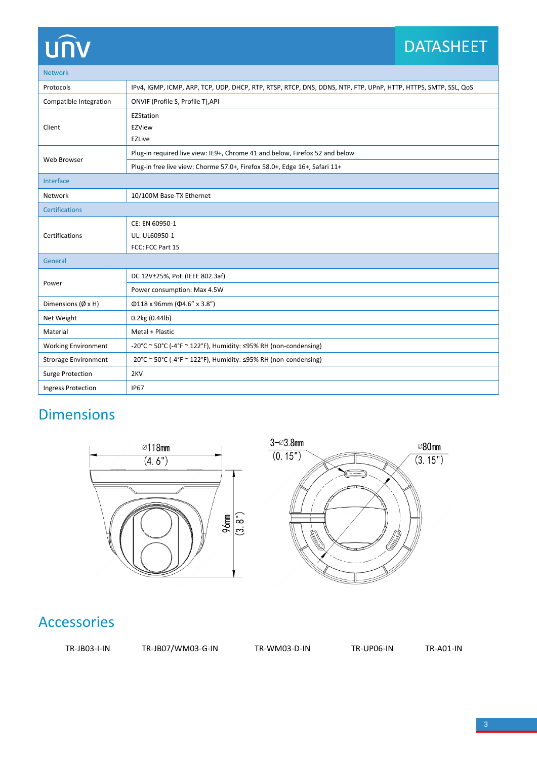| | |
|---|---|
| **Network** | |
| Protocols | IPv4, IGMP, ICMP, ARP, TCP, UDP, DHCP, RTP, RTSP, RTCP, DNS, DDNS, NTP, FTP, UPnP, HTTP, HTTPS, SMTP, SSL, QoS |
| Compatible Integration | ONVIF (Profile S, Profile T),API |
| Client | EZStation<br>EZView<br>EZLive |
| Web Browser | Plug-in required live view: IE9+, Chrome 41 and below, Firefox 52 and below |
| | Plug-in free live view: Chorme 57.0+, Firefox 58.0+, Edge 16+, Safari 11+ |
| **Interface** | |
| Network | 10/100M Base-TX Ethernet |
| **Certifications** | |
| Certifications | CE: EN 60950-1<br>UL: UL60950-1<br>FCC: FCC Part 15 |
| **General** | |
| Power | DC 12V±25%, PoE (IEEE 802.3af) |
| | Power consumption: Max 4.5W |
| Dimensions (Ø x H) | Φ118 x 96mm (Φ4.6” x 3.8”) |
| Net Weight | 0.2kg (0.44lb) |
| Material | Metal + Plastic |
| Working Environment | -20°C ~ 50°C (-4°F ~ 122°F), Humidity: ≤95% RH (non-condensing) |
| Strorage Environment | -20°C ~ 50°C (-4°F ~ 122°F), Humidity: ≤95% RH (non-condensing) |
| Surge Protection | 2KV |
| Ingress Protection | IP67 |

## Dimensions

⌀118mm
(4.6")

96mm
(3.8")

3-⌀3.8mm
(0.15")

⌀80mm
(3.15")

## Accessories

TR-JB03-I-IN    TR-JB07/WM03-G-IN    TR-WM03-D-IN    TR-UP06-IN    TR-A01-IN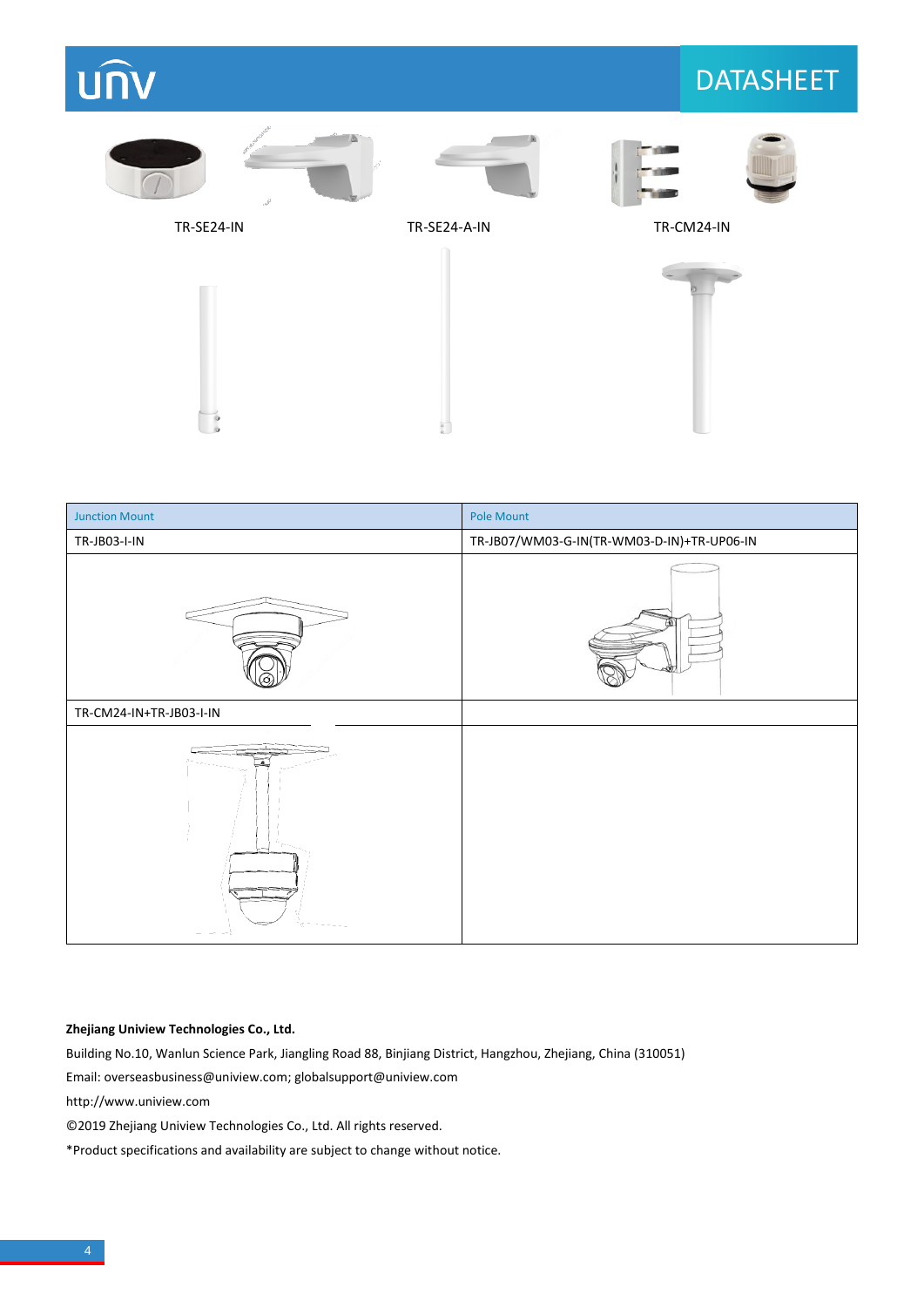TR-SE24-IN

TR-SE24-A-IN

TR-CM24-IN

| Junction Mount | Pole Mount |
|---|---|
| TR-JB03-I-IN | TR-JB07/WM03-G-IN(TR-WM03-D-IN)+TR-UP06-IN |
| | |
| TR-CM24-IN+TR-JB03-I-IN | |
| | |

**Zhejiang Uniview Technologies Co., Ltd.**

Building No.10, Wanlun Science Park, Jiangling Road 88, Binjiang District, Hangzhou, Zhejiang, China (310051)

Email: overseasbusiness@uniview.com; globalsupport@uniview.com

http://www.uniview.com

©2019 Zhejiang Uniview Technologies Co., Ltd. All rights reserved.

*Product specifications and availability are subject to change without notice.